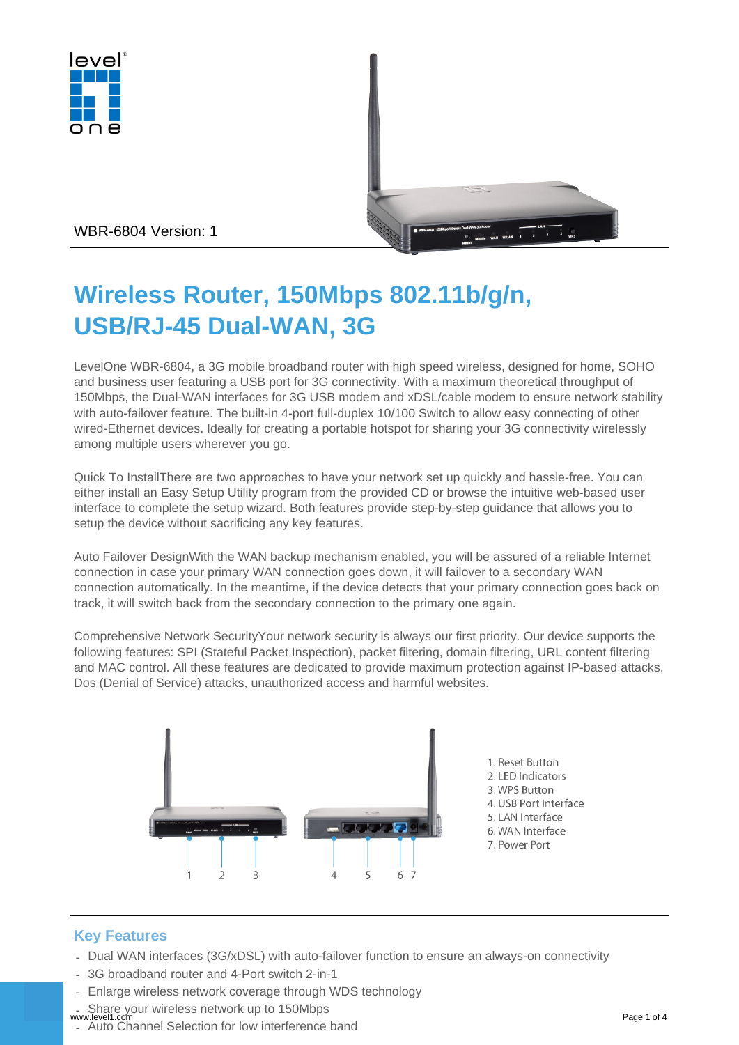WBR-6804 Version: 1

# Wireless Router, 150Mbps 802.11b/g/n, USB/RJ-45 Dual-WAN, 3G

LevelOne WBR-6804, a 3G mobile broadband router with high speed wireless, designed for home, SOHO and business user featuring a USB port for 3G connectivity. With a maximum theoretical throughput of 150Mbps, the Dual-WAN interfaces for 3G USB modem and xDSL/cable modem to ensure network stability with auto-failover feature. The built-in 4-port full-duplex 10/100 Switch to allow easy connecting of other wired-Ethernet devices. Ideally for creating a portable hotspot for sharing your 3G connectivity wirelessly among multiple users wherever you go.

Quick To InstallThere are two approaches to have your network set up quickly and hassle-free. You can either install an Easy Setup Utility program from the provided CD or browse the intuitive web-based user interface to complete the setup wizard. Both features provide step-by-step guidance that allows you to setup the device without sacrificing any key features.

Auto Failover DesignWith the WAN backup mechanism enabled, you will be assured of a reliable Internet connection in case your primary WAN connection goes down, it will failover to a secondary WAN connection automatically. In the meantime, if the device detects that your primary connection goes back on track, it will switch back from the secondary connection to the primary one again.

Comprehensive Network SecurityYour network security is always our first priority. Our device supports the following features: SPI (Stateful Packet Inspection), packet filtering, domain filtering, URL content filtering and MAC control. All these features are dedicated to provide maximum protection against IP-based attacks, Dos (Denial of Service) attacks, unauthorized access and harmful websites.

1. Reset Button
2. LED Indicators
3. WPS Button
4. USB Port Interface
5. LAN Interface
6. WAN Interface
7. Power Port

## Key Features

- Dual WAN interfaces (3G/xDSL) with auto-failover function to ensure an always-on connectivity
- 3G broadband router and 4-Port switch 2-in-1
- Enlarge wireless network coverage through WDS technology
- Share your wireless network up to 150Mbps
- Auto Channel Selection for low interference band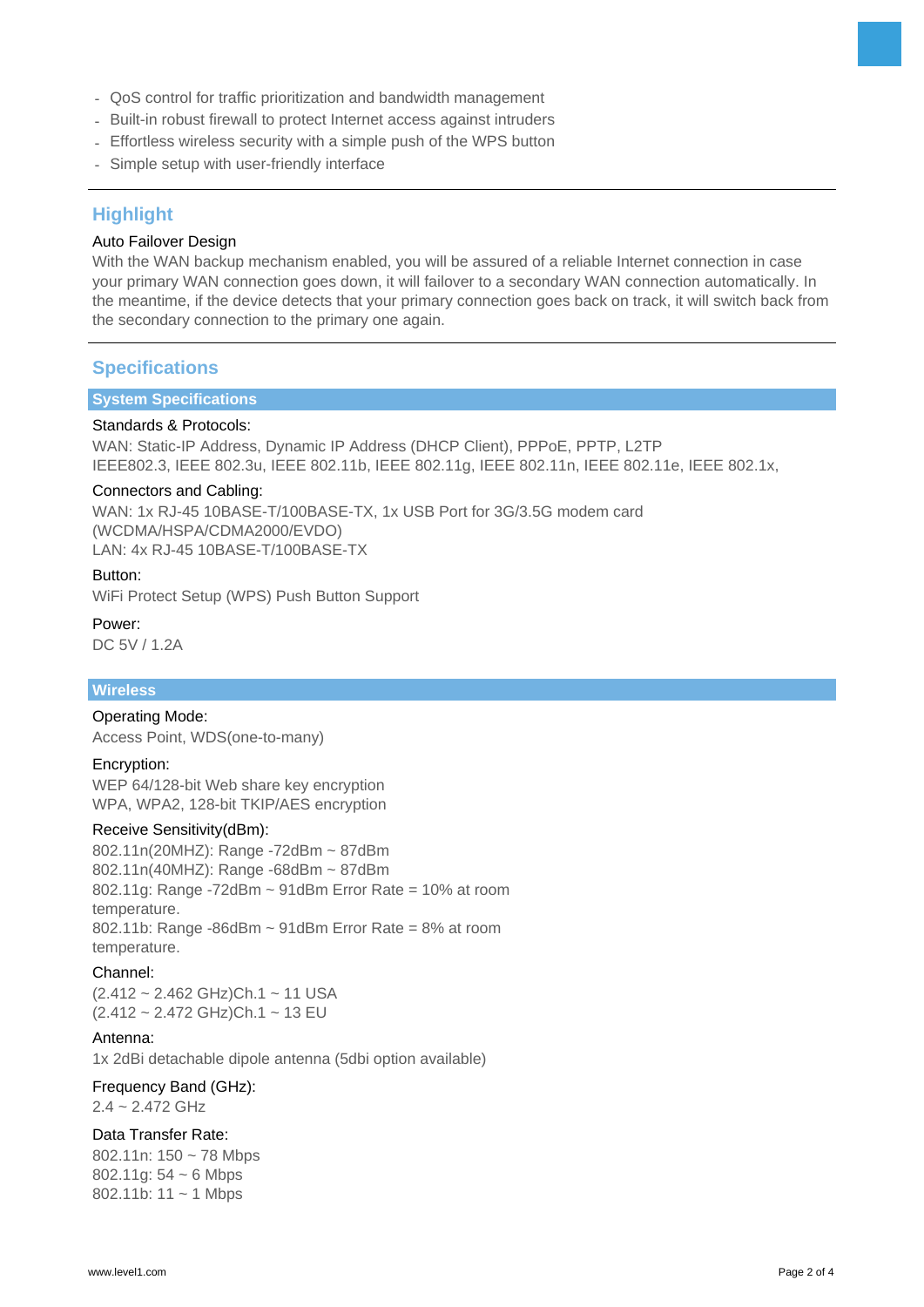- QoS control for traffic prioritization and bandwidth management
- Built-in robust firewall to protect Internet access against intruders
- Effortless wireless security with a simple push of the WPS button
- Simple setup with user-friendly interface

## Highlight

Auto Failover Design

With the WAN backup mechanism enabled, you will be assured of a reliable Internet connection in case your primary WAN connection goes down, it will failover to a secondary WAN connection automatically. In the meantime, if the device detects that your primary connection goes back on track, it will switch back from the secondary connection to the primary one again.

## Specifications

### System Specifications

Standards & Protocols:

WAN: Static-IP Address, Dynamic IP Address (DHCP Client), PPPoE, PPTP, L2TP
IEEE802.3, IEEE 802.3u, IEEE 802.11b, IEEE 802.11g, IEEE 802.11n, IEEE 802.11e, IEEE 802.1x,

Connectors and Cabling:

WAN: 1x RJ-45 10BASE-T/100BASE-TX, 1x USB Port for 3G/3.5G modem card (WCDMA/HSPA/CDMA2000/EVDO)
LAN: 4x RJ-45 10BASE-T/100BASE-TX

Button:

WiFi Protect Setup (WPS) Push Button Support

Power:

DC 5V / 1.2A

### Wireless

Operating Mode:

Access Point, WDS(one-to-many)

Encryption:

WEP 64/128-bit Web share key encryption
WPA, WPA2, 128-bit TKIP/AES encryption

Receive Sensitivity(dBm):

802.11n(20MHZ): Range -72dBm ~ 87dBm
802.11n(40MHZ): Range -68dBm ~ 87dBm
802.11g: Range -72dBm ~ 91dBm Error Rate = 10% at room temperature.
802.11b: Range -86dBm ~ 91dBm Error Rate = 8% at room temperature.

Channel:

(2.412 ~ 2.462 GHz)Ch.1 ~ 11 USA
(2.412 ~ 2.472 GHz)Ch.1 ~ 13 EU

Antenna:

1x 2dBi detachable dipole antenna (5dbi option available)

Frequency Band (GHz):

2.4 ~ 2.472 GHz

Data Transfer Rate:

802.11n: 150 ~ 78 Mbps
802.11g: 54 ~ 6 Mbps
802.11b: 11 ~ 1 Mbps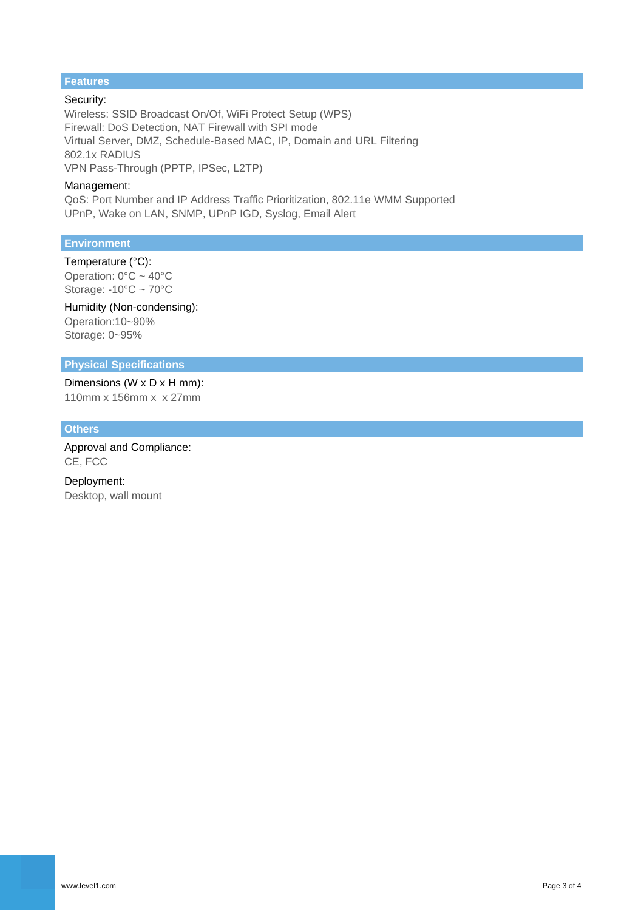## Features

**Security:**

Wireless: SSID Broadcast On/Of, WiFi Protect Setup (WPS)
Firewall: DoS Detection, NAT Firewall with SPI mode
Virtual Server, DMZ, Schedule-Based MAC, IP, Domain and URL Filtering
802.1x RADIUS
VPN Pass-Through (PPTP, IPSec, L2TP)

**Management:**

QoS: Port Number and IP Address Traffic Prioritization, 802.11e WMM Supported
UPnP, Wake on LAN, SNMP, UPnP IGD, Syslog, Email Alert

## Environment

**Temperature (°C):**

Operation: 0°C ~ 40°C
Storage: -10°C ~ 70°C

**Humidity (Non-condensing):**

Operation:10~90%
Storage: 0~95%

## Physical Specifications

**Dimensions (W x D x H mm):**

110mm x 156mm x  x 27mm

## Others

**Approval and Compliance:**

CE, FCC

**Deployment:**

Desktop, wall mount

www.level1.com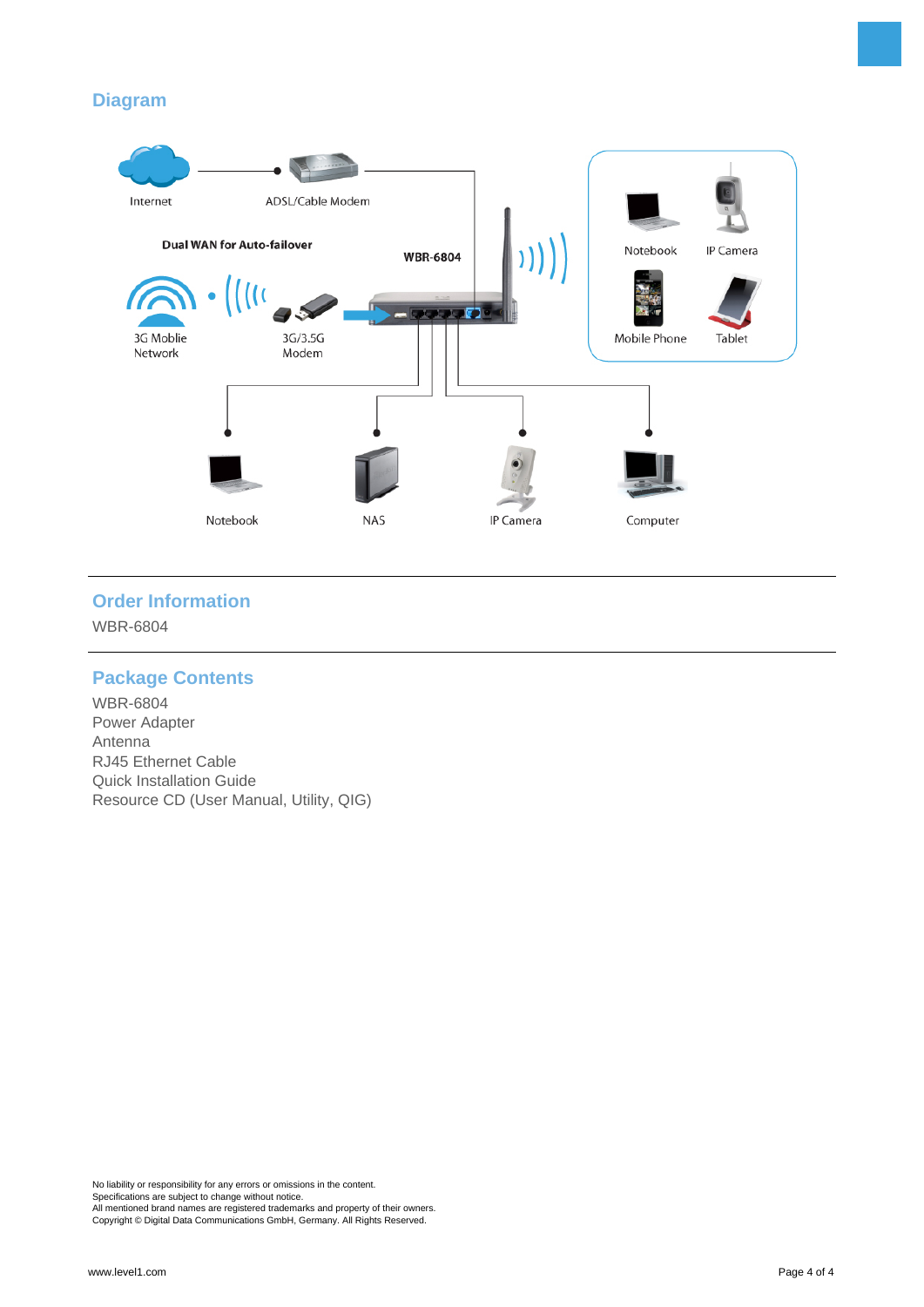## Diagram

Internet

ADSL/Cable Modem

Dual WAN for Auto-failover

WBR-6804

3G Moblie Network

3G/3.5G Modem

Notebook

IP Camera

Mobile Phone

Tablet

Notebook

NAS

IP Camera

Computer

## Order Information

WBR-6804

## Package Contents

WBR-6804
Power Adapter
Antenna
RJ45 Ethernet Cable
Quick Installation Guide
Resource CD (User Manual, Utility, QIG)

No liability or responsibility for any errors or omissions in the content.
Specifications are subject to change without notice.
All mentioned brand names are registered trademarks and property of their owners.
Copyright © Digital Data Communications GmbH, Germany. All Rights Reserved.

www.level1.com